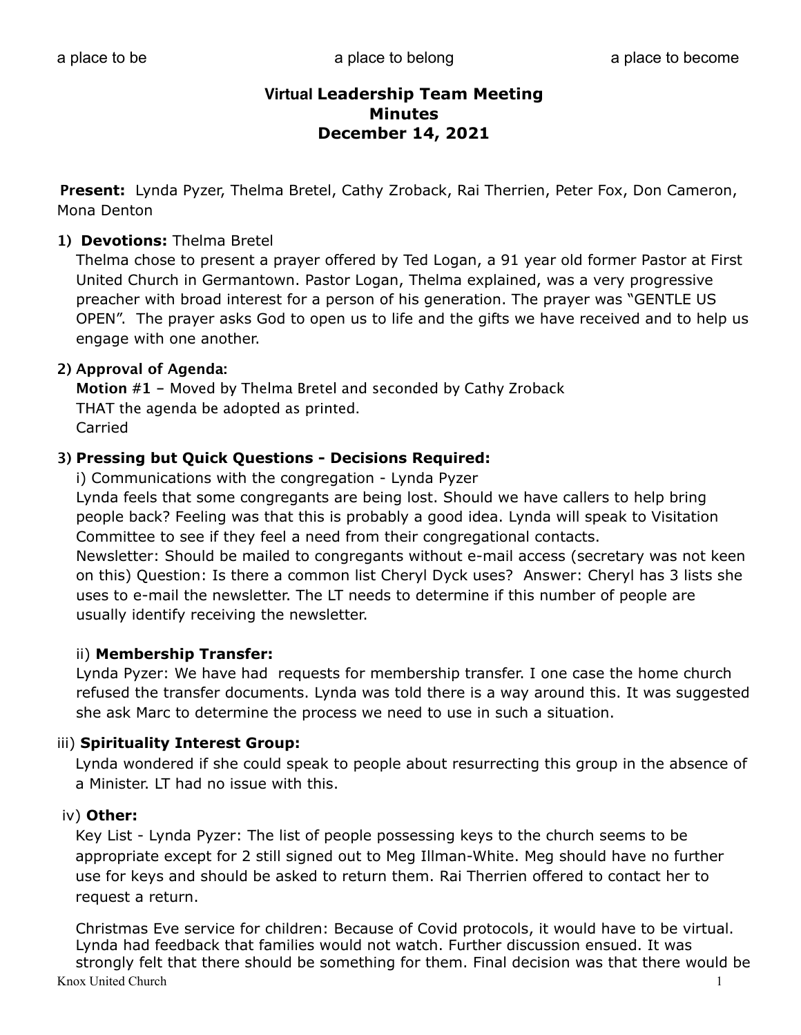a place to be a place to belong a place to become

# Virtual Leadership Team Meeting
# Minutes
# December 14, 2021

**Present:** Lynda Pyzer, Thelma Bretel, Cathy Zroback, Rai Therrien, Peter Fox, Don Cameron, Mona Denton

**1) Devotions:** Thelma Bretel

Thelma chose to present a prayer offered by Ted Logan, a 91 year old former Pastor at First United Church in Germantown. Pastor Logan, Thelma explained, was a very progressive preacher with broad interest for a person of his generation. The prayer was "GENTLE US OPEN". The prayer asks God to open us to life and the gifts we have received and to help us engage with one another.

**2) Approval of Agenda:**

**Motion #1** – Moved by Thelma Bretel and seconded by Cathy Zroback
THAT the agenda be adopted as printed.
Carried

**3) Pressing but Quick Questions - Decisions Required:**

i) Communications with the congregation - Lynda Pyzer

Lynda feels that some congregants are being lost. Should we have callers to help bring people back? Feeling was that this is probably a good idea. Lynda will speak to Visitation Committee to see if they feel a need from their congregational contacts.

Newsletter: Should be mailed to congregants without e-mail access (secretary was not keen on this) Question: Is there a common list Cheryl Dyck uses? Answer: Cheryl has 3 lists she uses to e-mail the newsletter. The LT needs to determine if this number of people are usually identify receiving the newsletter.

ii) **Membership Transfer:**

Lynda Pyzer: We have had requests for membership transfer. I one case the home church refused the transfer documents. Lynda was told there is a way around this. It was suggested she ask Marc to determine the process we need to use in such a situation.

iii) **Spirituality Interest Group:**

Lynda wondered if she could speak to people about resurrecting this group in the absence of a Minister. LT had no issue with this.

iv) **Other:**

Key List - Lynda Pyzer: The list of people possessing keys to the church seems to be appropriate except for 2 still signed out to Meg Illman-White. Meg should have no further use for keys and should be asked to return them. Rai Therrien offered to contact her to request a return.

Christmas Eve service for children: Because of Covid protocols, it would have to be virtual. Lynda had feedback that families would not watch. Further discussion ensued. It was strongly felt that there should be something for them. Final decision was that there would be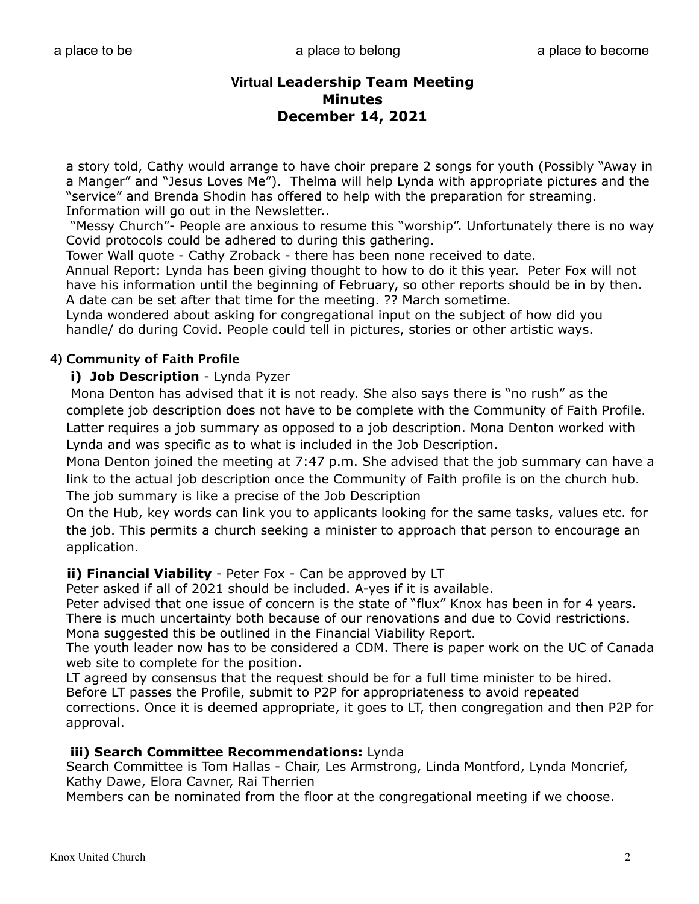a story told, Cathy would arrange to have choir prepare 2 songs for youth (Possibly "Away in a Manger" and "Jesus Loves Me"). Thelma will help Lynda with appropriate pictures and the "service" and Brenda Shodin has offered to help with the preparation for streaming. Information will go out in the Newsletter..

"Messy Church"- People are anxious to resume this "worship". Unfortunately there is no way Covid protocols could be adhered to during this gathering.

Tower Wall quote - Cathy Zroback - there has been none received to date.

Annual Report: Lynda has been giving thought to how to do it this year. Peter Fox will not have his information until the beginning of February, so other reports should be in by then. A date can be set after that time for the meeting. ?? March sometime.

Lynda wondered about asking for congregational input on the subject of how did you handle/ do during Covid. People could tell in pictures, stories or other artistic ways.

### 4) Community of Faith Profile

**i) Job Description** - Lynda Pyzer

Mona Denton has advised that it is not ready. She also says there is "no rush" as the complete job description does not have to be complete with the Community of Faith Profile. Latter requires a job summary as opposed to a job description. Mona Denton worked with Lynda and was specific as to what is included in the Job Description.

Mona Denton joined the meeting at 7:47 p.m. She advised that the job summary can have a link to the actual job description once the Community of Faith profile is on the church hub. The job summary is like a precise of the Job Description

On the Hub, key words can link you to applicants looking for the same tasks, values etc. for the job. This permits a church seeking a minister to approach that person to encourage an application.

**ii) Financial Viability** - Peter Fox - Can be approved by LT

Peter asked if all of 2021 should be included. A-yes if it is available.

Peter advised that one issue of concern is the state of "flux" Knox has been in for 4 years. There is much uncertainty both because of our renovations and due to Covid restrictions. Mona suggested this be outlined in the Financial Viability Report.

The youth leader now has to be considered a CDM. There is paper work on the UC of Canada web site to complete for the position.

LT agreed by consensus that the request should be for a full time minister to be hired. Before LT passes the Profile, submit to P2P for appropriateness to avoid repeated corrections. Once it is deemed appropriate, it goes to LT, then congregation and then P2P for approval.

**iii) Search Committee Recommendations:** Lynda

Search Committee is Tom Hallas - Chair, Les Armstrong, Linda Montford, Lynda Moncrief, Kathy Dawe, Elora Cavner, Rai Therrien

Members can be nominated from the floor at the congregational meeting if we choose.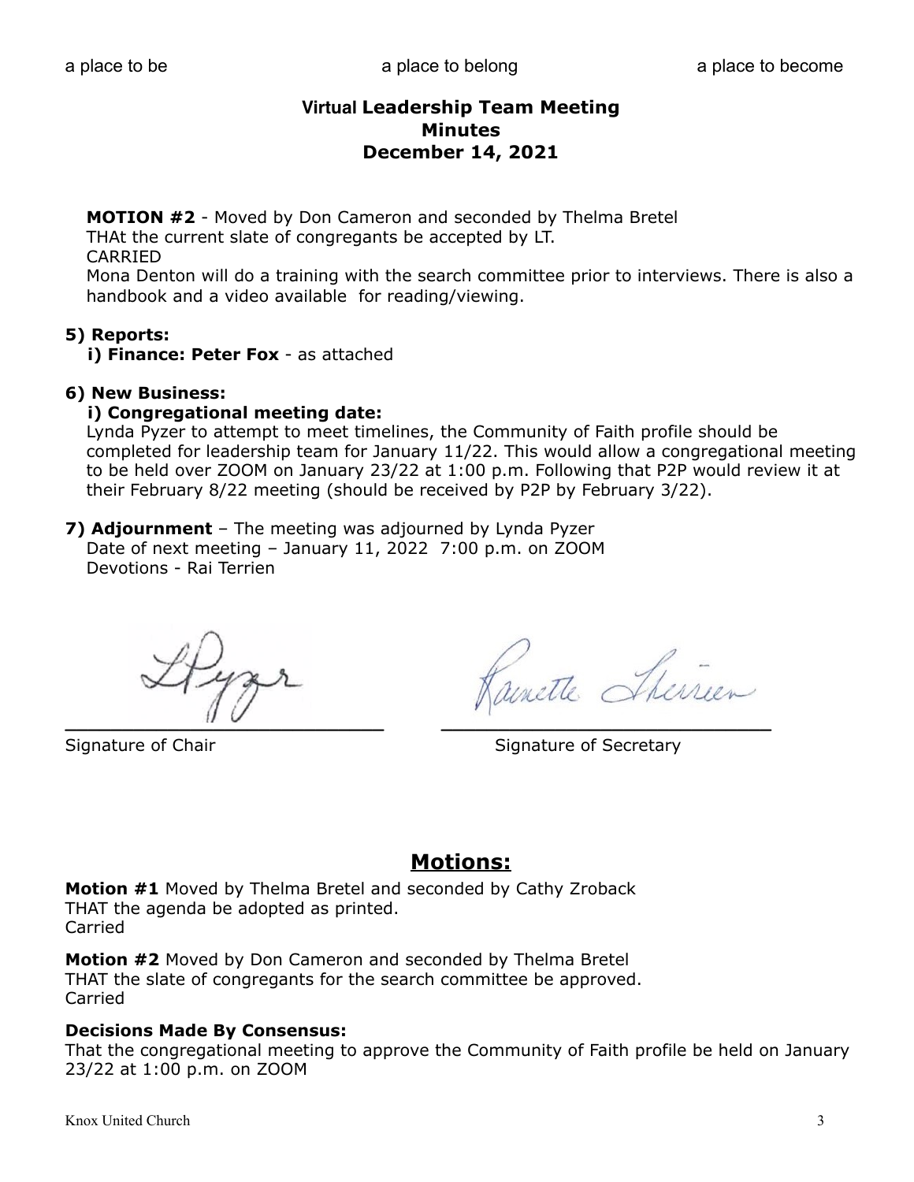a place to be a place to belong a place to become

## Virtual Leadership Team Meeting
## Minutes
## December 14, 2021

**MOTION #2** - Moved by Don Cameron and seconded by Thelma Bretel
THAt the current slate of congregants be accepted by LT.
CARRIED
Mona Denton will do a training with the search committee prior to interviews. There is also a handbook and a video available for reading/viewing.

**5) Reports:**

**i) Finance: Peter Fox** - as attached

**6) New Business:**

**i) Congregational meeting date:**

Lynda Pyzer to attempt to meet timelines, the Community of Faith profile should be completed for leadership team for January 11/22. This would allow a congregational meeting to be held over ZOOM on January 23/22 at 1:00 p.m. Following that P2P would review it at their February 8/22 meeting (should be received by P2P by February 3/22).

**7) Adjournment** – The meeting was adjourned by Lynda Pyzer
Date of next meeting – January 11, 2022 7:00 p.m. on ZOOM
Devotions - Rai Terrien

L Pyzer

Signature of Chair

Raynette Therrien

Signature of Secretary

## Motions:

**Motion #1** Moved by Thelma Bretel and seconded by Cathy Zroback
THAT the agenda be adopted as printed.
Carried

**Motion #2** Moved by Don Cameron and seconded by Thelma Bretel
THAT the slate of congregants for the search committee be approved.
Carried

**Decisions Made By Consensus:**

That the congregational meeting to approve the Community of Faith profile be held on January 23/22 at 1:00 p.m. on ZOOM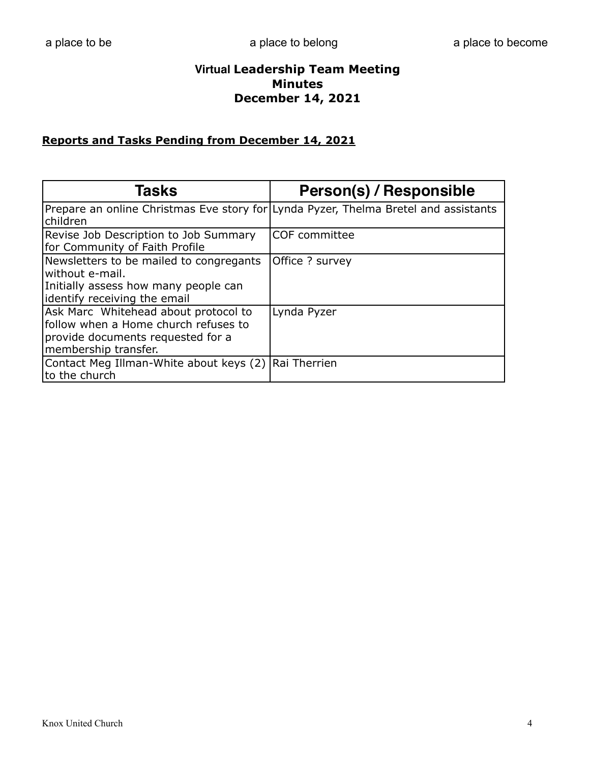### Virtual Leadership Team Meeting
### Minutes
### December 14, 2021

**Reports and Tasks Pending from December 14, 2021**

| Tasks | Person(s) / Responsible |
|---|---|
| Prepare an online Christmas Eve story for children | Lynda Pyzer, Thelma Bretel and assistants |
| Revise Job Description to Job Summary for Community of Faith Profile | COF committee |
| Newsletters to be mailed to congregants without e-mail. Initially assess how many people can identify receiving the email | Office ? survey |
| Ask Marc Whitehead about protocol to follow when a Home church refuses to provide documents requested for a membership transfer. | Lynda Pyzer |
| Contact Meg Illman-White about keys (2) to the church | Rai Therrien |